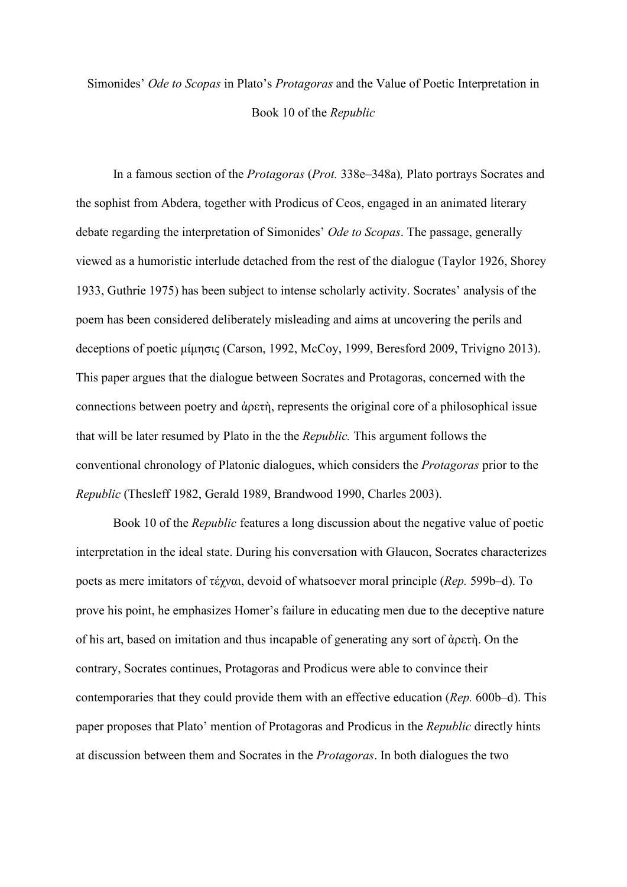# Simonides' *Ode to Scopas* in Plato's *Protagoras* and the Value of Poetic Interpretation in Book 10 of the *Republic*

In a famous section of the *Protagoras* (*Prot.* 338e–348a)*,* Plato portrays Socrates and the sophist from Abdera, together with Prodicus of Ceos, engaged in an animated literary debate regarding the interpretation of Simonides' *Ode to Scopas*. The passage, generally viewed as a humoristic interlude detached from the rest of the dialogue (Taylor 1926, Shorey 1933, Guthrie 1975) has been subject to intense scholarly activity. Socrates' analysis of the poem has been considered deliberately misleading and aims at uncovering the perils and deceptions of poetic μίμησις (Carson, 1992, McCoy, 1999, Beresford 2009, Trivigno 2013). This paper argues that the dialogue between Socrates and Protagoras, concerned with the connections between poetry and ἀρετὴ, represents the original core of a philosophical issue that will be later resumed by Plato in the the *Republic.* This argument follows the conventional chronology of Platonic dialogues, which considers the *Protagoras* prior to the *Republic* (Thesleff 1982, Gerald 1989, Brandwood 1990, Charles 2003).

Book 10 of the *Republic* features a long discussion about the negative value of poetic interpretation in the ideal state. During his conversation with Glaucon, Socrates characterizes poets as mere imitators of τέχναι, devoid of whatsoever moral principle (*Rep.* 599b–d). To prove his point, he emphasizes Homer's failure in educating men due to the deceptive nature of his art, based on imitation and thus incapable of generating any sort of ἀρετὴ. On the contrary, Socrates continues, Protagoras and Prodicus were able to convince their contemporaries that they could provide them with an effective education (*Rep.* 600b–d). This paper proposes that Plato' mention of Protagoras and Prodicus in the *Republic* directly hints at discussion between them and Socrates in the *Protagoras*. In both dialogues the two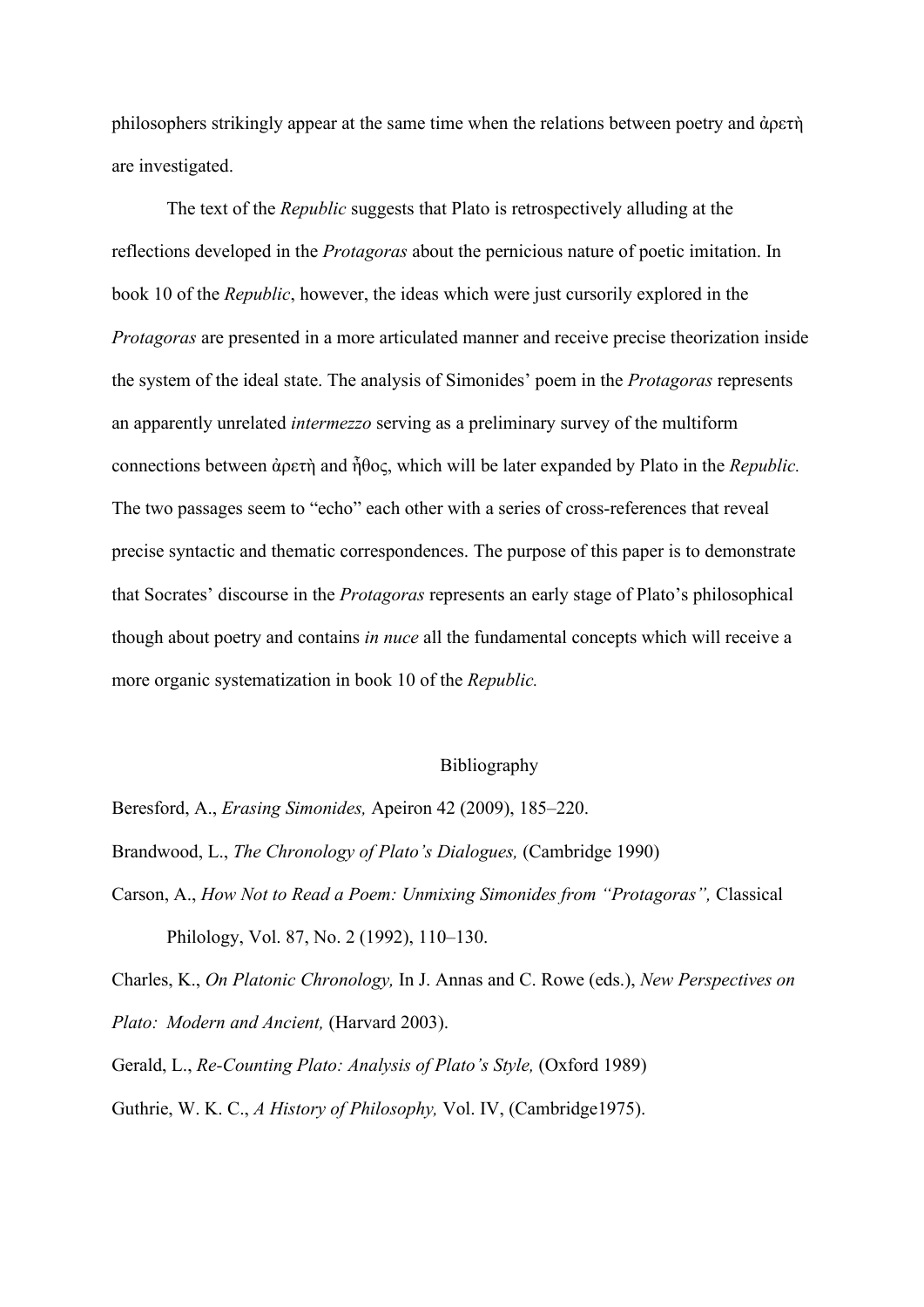philosophers strikingly appear at the same time when the relations between poetry and ἀρετὴ are investigated.

The text of the *Republic* suggests that Plato is retrospectively alluding at the reflections developed in the *Protagoras* about the pernicious nature of poetic imitation. In book 10 of the *Republic*, however, the ideas which were just cursorily explored in the *Protagoras* are presented in a more articulated manner and receive precise theorization inside the system of the ideal state. The analysis of Simonides' poem in the *Protagoras* represents an apparently unrelated *intermezzo* serving as a preliminary survey of the multiform connections between ἀρετὴ and ἦθος, which will be later expanded by Plato in the *Republic.* The two passages seem to "echo" each other with a series of cross-references that reveal precise syntactic and thematic correspondences. The purpose of this paper is to demonstrate that Socrates' discourse in the *Protagoras* represents an early stage of Plato's philosophical though about poetry and contains *in nuce* all the fundamental concepts which will receive a more organic systematization in book 10 of the *Republic.*

## Bibliography

Beresford, A., *Erasing Simonides,* Apeiron 42 (2009), 185–220.

Brandwood, L., *The Chronology of Plato's Dialogues,* (Cambridge 1990)

Carson, A., *How Not to Read a Poem: Unmixing Simonides from "Protagoras",* Classical Philology, Vol. 87, No. 2 (1992), 110–130.

Charles, K., *On Platonic Chronology,* In J. Annas and C. Rowe (eds.), *New Perspectives on Plato: Modern and Ancient,* (Harvard 2003).

Gerald, L., *Re-Counting Plato: Analysis of Plato's Style,* (Oxford 1989)

Guthrie, W. K. C., *A History of Philosophy,* Vol. IV, (Cambridge1975).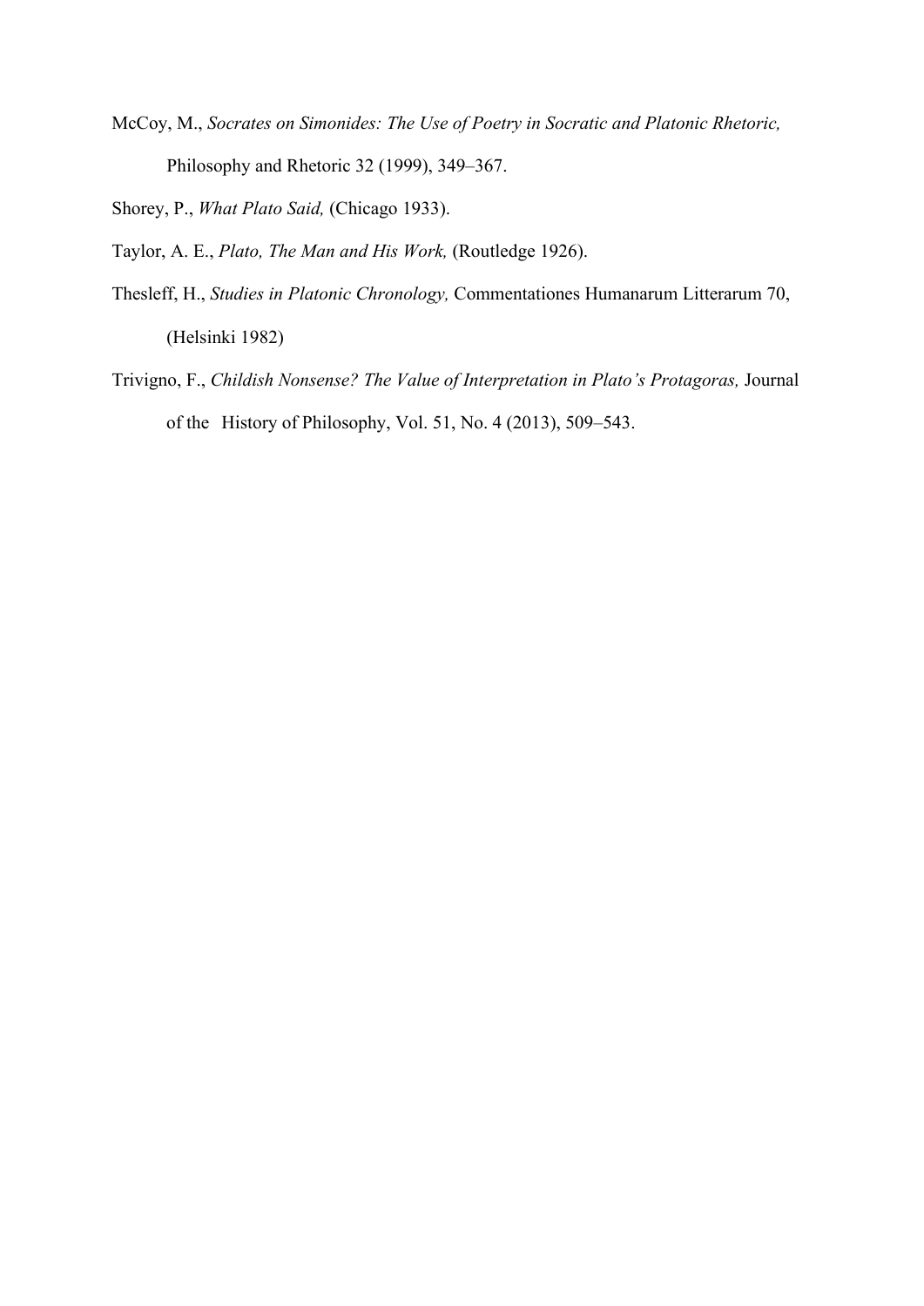McCoy, M., *Socrates on Simonides: The Use of Poetry in Socratic and Platonic Rhetoric,* Philosophy and Rhetoric 32 (1999), 349–367.

Shorey, P., *What Plato Said,* (Chicago 1933).

Taylor, A. E., *Plato, The Man and His Work,* (Routledge 1926).

Thesleff, H., *Studies in Platonic Chronology,* Commentationes Humanarum Litterarum 70, (Helsinki 1982)

Trivigno, F., *Childish Nonsense? The Value of Interpretation in Plato's Protagoras,* Journal of the History of Philosophy, Vol. 51, No. 4 (2013), 509–543.